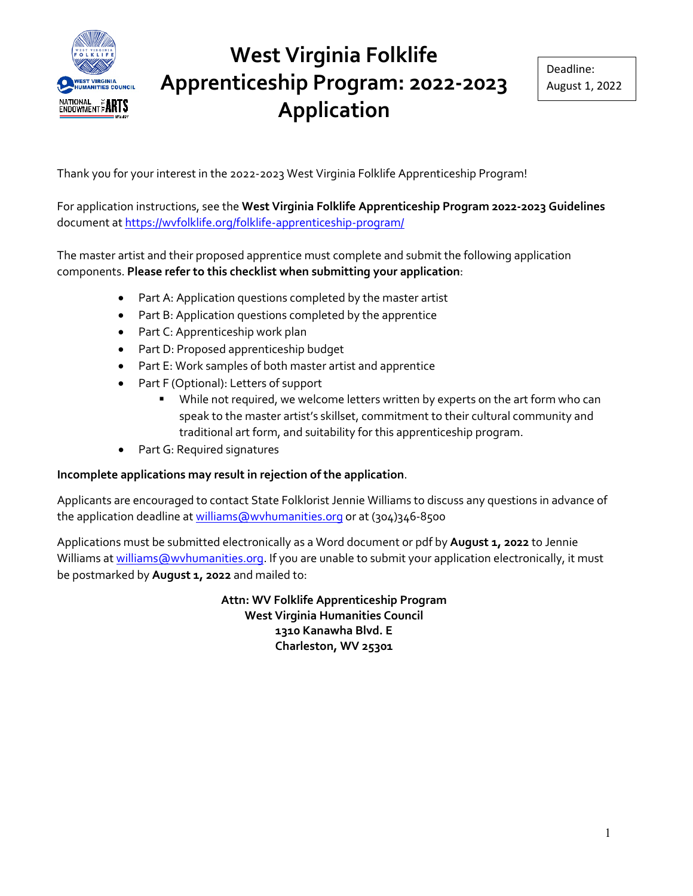# West Virginia Folklife Apprenticeship Program: 2022-2023 Application

Deadline: August 1, 2022

Thank you for your interest in the 2022-2023 West Virginia Folklife Apprenticeship Program!

For application instructions, see the **West Virginia Folklife Apprenticeship Program 2022-2023 Guidelines** document at https://wvfolklife.org/folklife-apprenticeship-program/

The master artist and their proposed apprentice must complete and submit the following application components. **Please refer to this checklist when submitting your application**:

- Part A: Application questions completed by the master artist
- Part B: Application questions completed by the apprentice
- Part C: Apprenticeship work plan
- Part D: Proposed apprenticeship budget
- Part E: Work samples of both master artist and apprentice
- Part F (Optional): Letters of support
  - While not required, we welcome letters written by experts on the art form who can speak to the master artist's skillset, commitment to their cultural community and traditional art form, and suitability for this apprenticeship program.
- Part G: Required signatures

**Incomplete applications may result in rejection of the application**.

Applicants are encouraged to contact State Folklorist Jennie Williams to discuss any questions in advance of the application deadline at williams@wvhumanities.org or at (304)346-8500

Applications must be submitted electronically as a Word document or pdf by **August 1, 2022** to Jennie Williams at williams@wvhumanities.org. If you are unable to submit your application electronically, it must be postmarked by **August 1, 2022** and mailed to:

**Attn: WV Folklife Apprenticeship Program**
**West Virginia Humanities Council**
**1310 Kanawha Blvd. E**
**Charleston, WV 25301**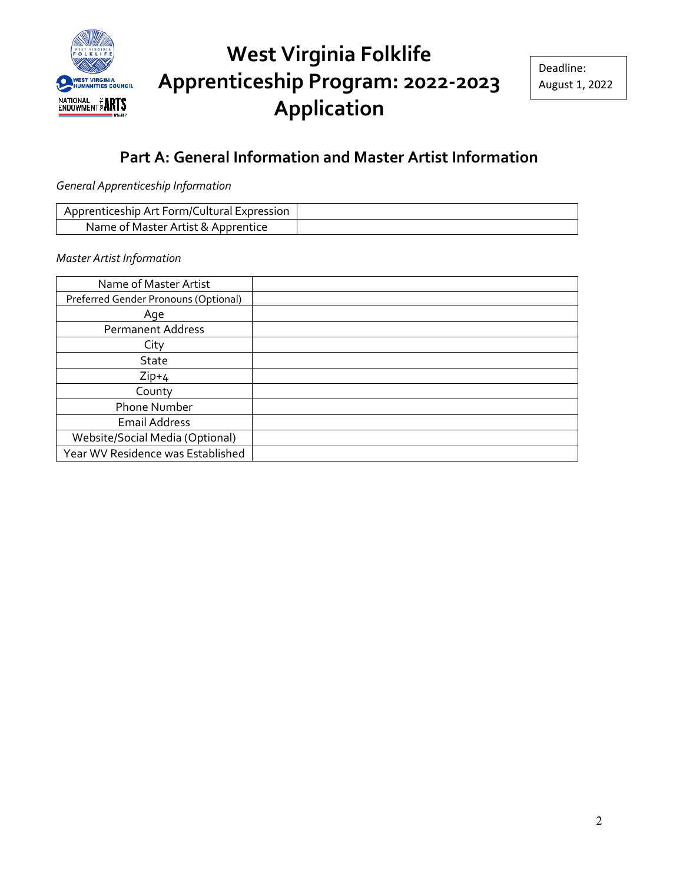# West Virginia Folklife Apprenticeship Program: 2022-2023 Application

Deadline: August 1, 2022

## Part A: General Information and Master Artist Information

*General Apprenticeship Information*

| Apprenticeship Art Form/Cultural Expression | |
|---|---|
| Name of Master Artist & Apprentice | |

*Master Artist Information*

| Name of Master Artist | |
|---|---|
| Preferred Gender Pronouns (Optional) | |
| Age | |
| Permanent Address | |
| City | |
| State | |
| Zip+4 | |
| County | |
| Phone Number | |
| Email Address | |
| Website/Social Media (Optional) | |
| Year WV Residence was Established | |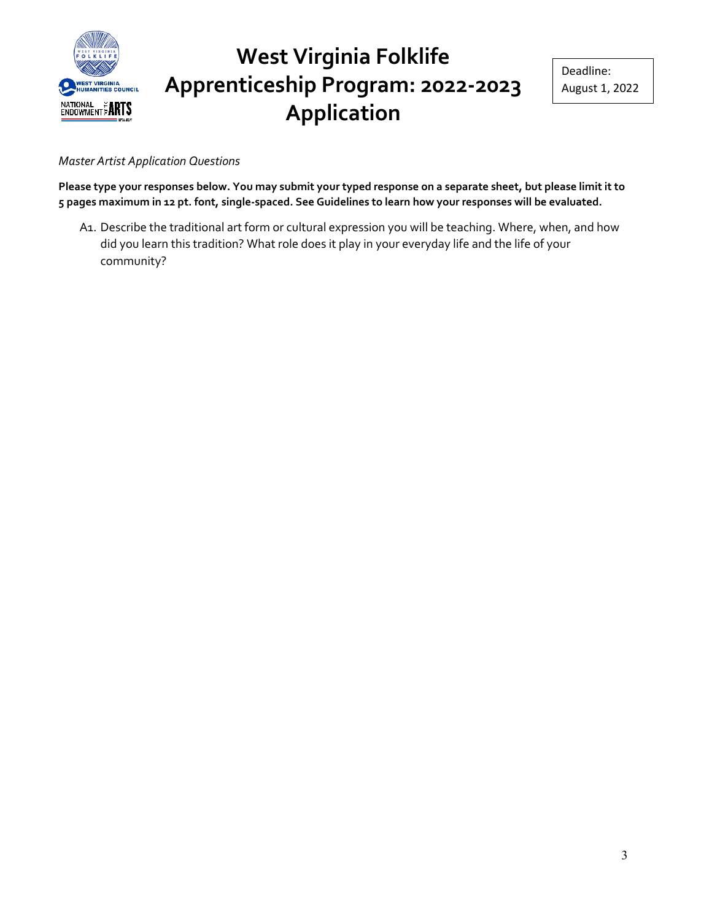# West Virginia Folklife Apprenticeship Program: 2022-2023 Application

Deadline: August 1, 2022

*Master Artist Application Questions*

**Please type your responses below. You may submit your typed response on a separate sheet, but please limit it to 5 pages maximum in 12 pt. font, single-spaced. See Guidelines to learn how your responses will be evaluated.**

A1. Describe the traditional art form or cultural expression you will be teaching. Where, when, and how did you learn this tradition? What role does it play in your everyday life and the life of your community?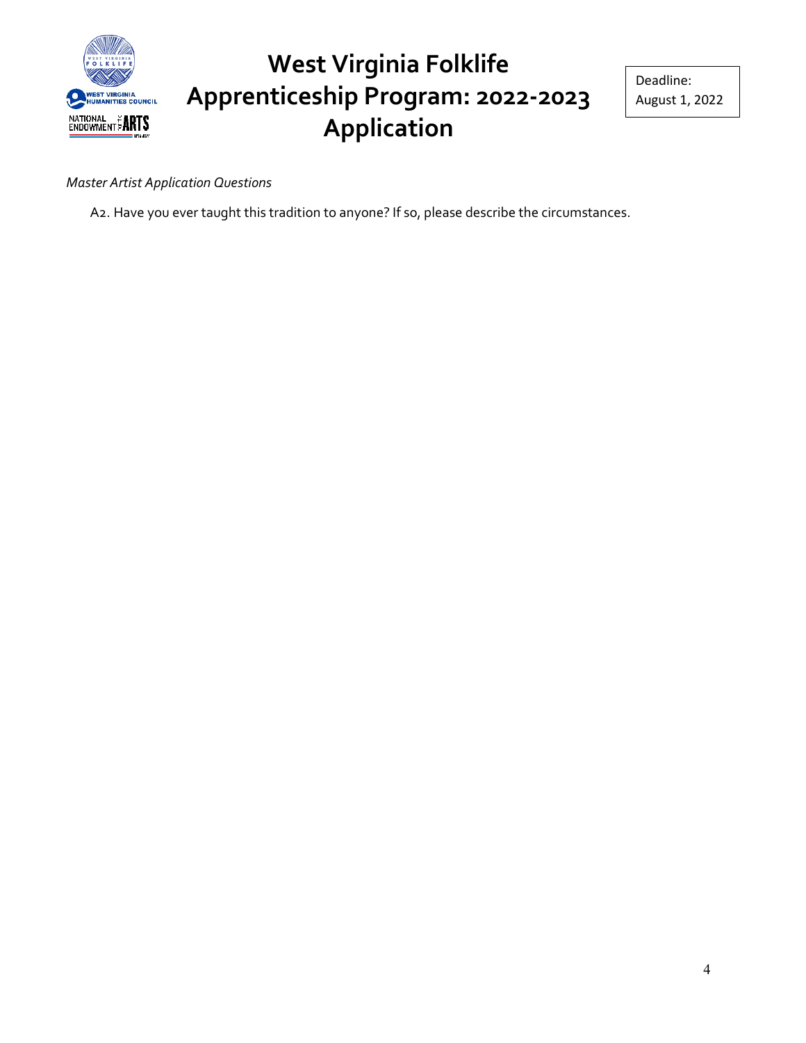*Master Artist Application Questions*

A2. Have you ever taught this tradition to anyone? If so, please describe the circumstances.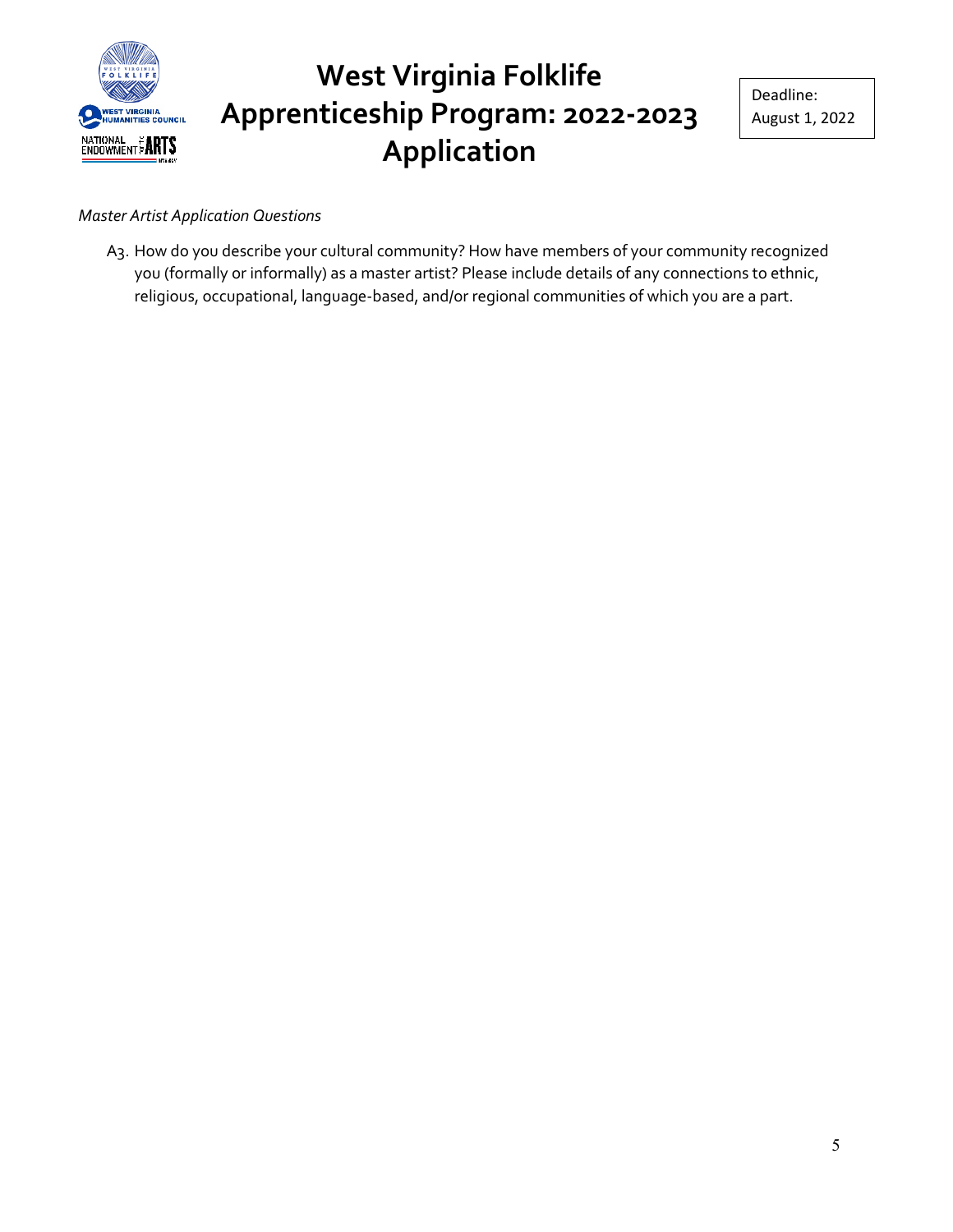*Master Artist Application Questions*

A3. How do you describe your cultural community? How have members of your community recognized you (formally or informally) as a master artist? Please include details of any connections to ethnic, religious, occupational, language-based, and/or regional communities of which you are a part.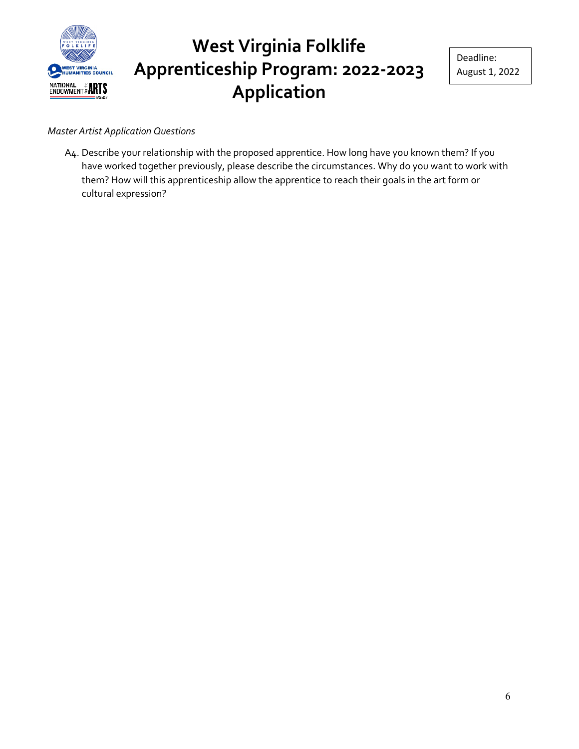*Master Artist Application Questions*

A4. Describe your relationship with the proposed apprentice. How long have you known them? If you have worked together previously, please describe the circumstances. Why do you want to work with them? How will this apprenticeship allow the apprentice to reach their goals in the art form or cultural expression?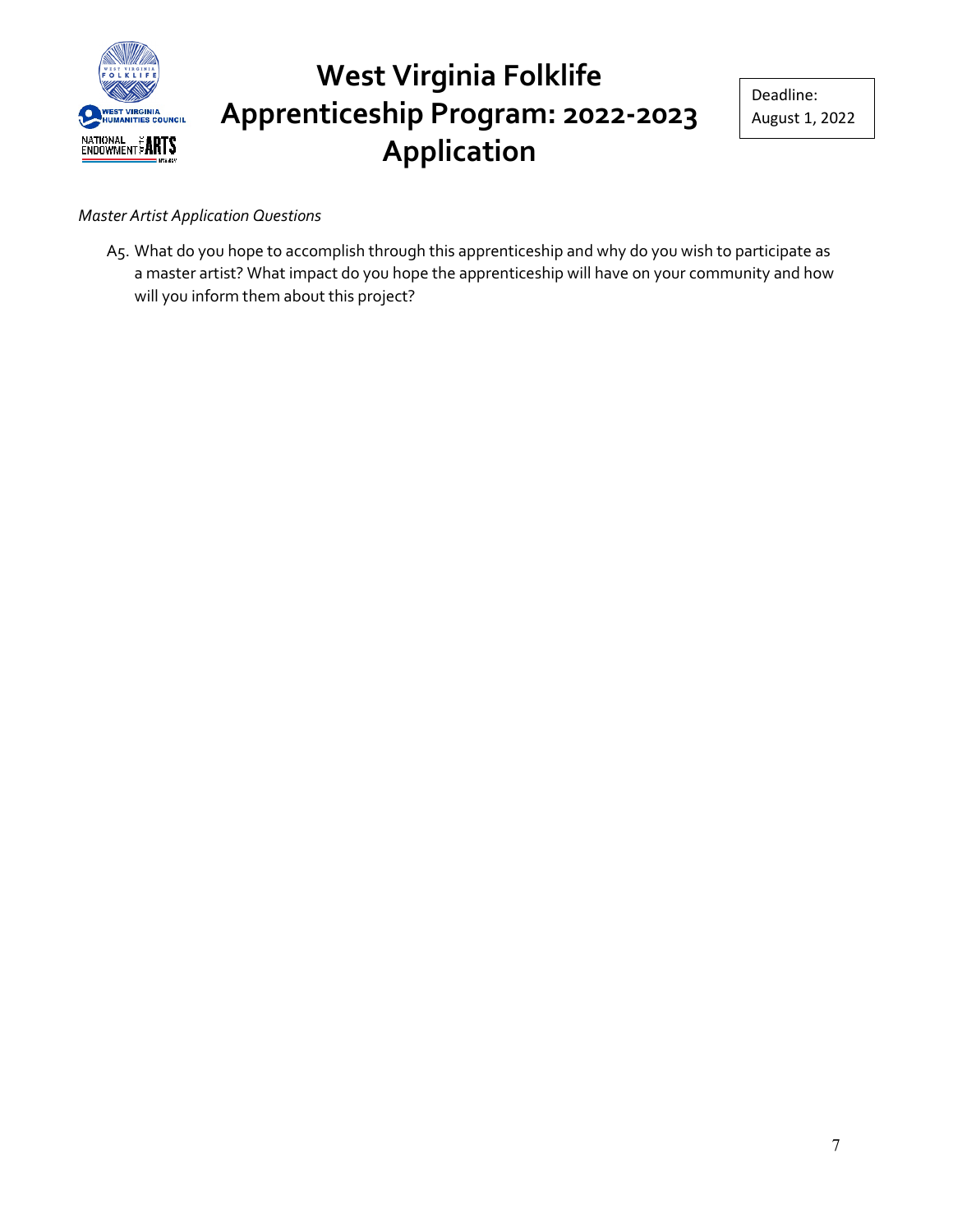*Master Artist Application Questions*

A5. What do you hope to accomplish through this apprenticeship and why do you wish to participate as a master artist? What impact do you hope the apprenticeship will have on your community and how will you inform them about this project?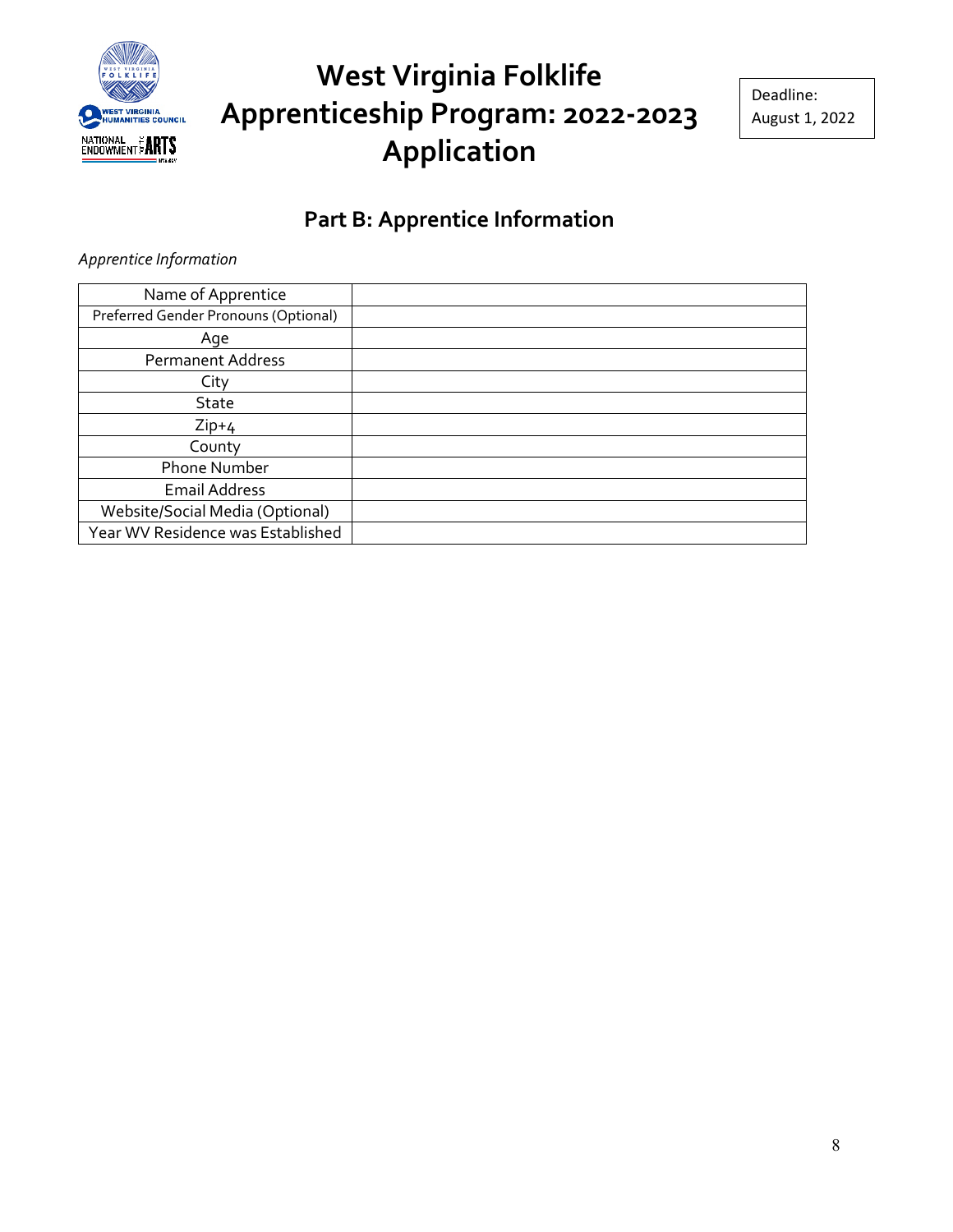# West Virginia Folklife Apprenticeship Program: 2022-2023 Application

Deadline: August 1, 2022

## Part B: Apprentice Information

*Apprentice Information*

| Name of Apprentice | |
|---|---|
| Preferred Gender Pronouns (Optional) | |
| Age | |
| Permanent Address | |
| City | |
| State | |
| Zip+4 | |
| County | |
| Phone Number | |
| Email Address | |
| Website/Social Media (Optional) | |
| Year WV Residence was Established | |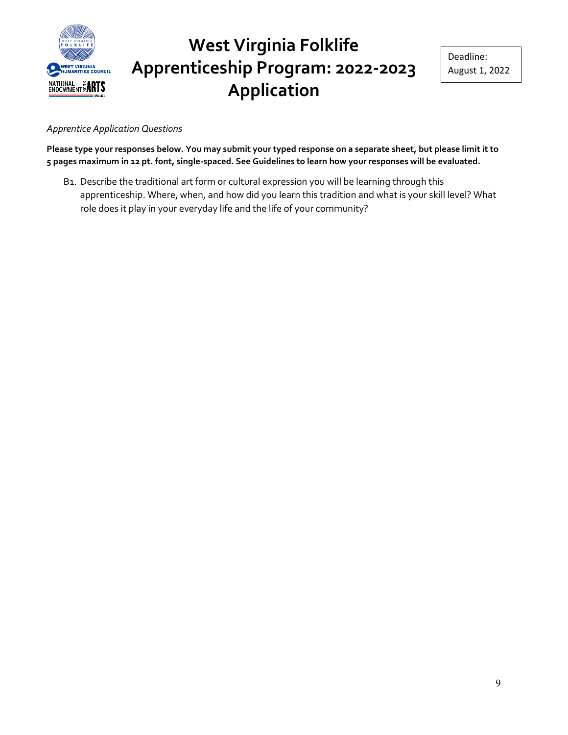# West Virginia Folklife Apprenticeship Program: 2022-2023 Application

Deadline:
August 1, 2022

*Apprentice Application Questions*

**Please type your responses below. You may submit your typed response on a separate sheet, but please limit it to 5 pages maximum in 12 pt. font, single-spaced. See Guidelines to learn how your responses will be evaluated.**

B1. Describe the traditional art form or cultural expression you will be learning through this apprenticeship. Where, when, and how did you learn this tradition and what is your skill level? What role does it play in your everyday life and the life of your community?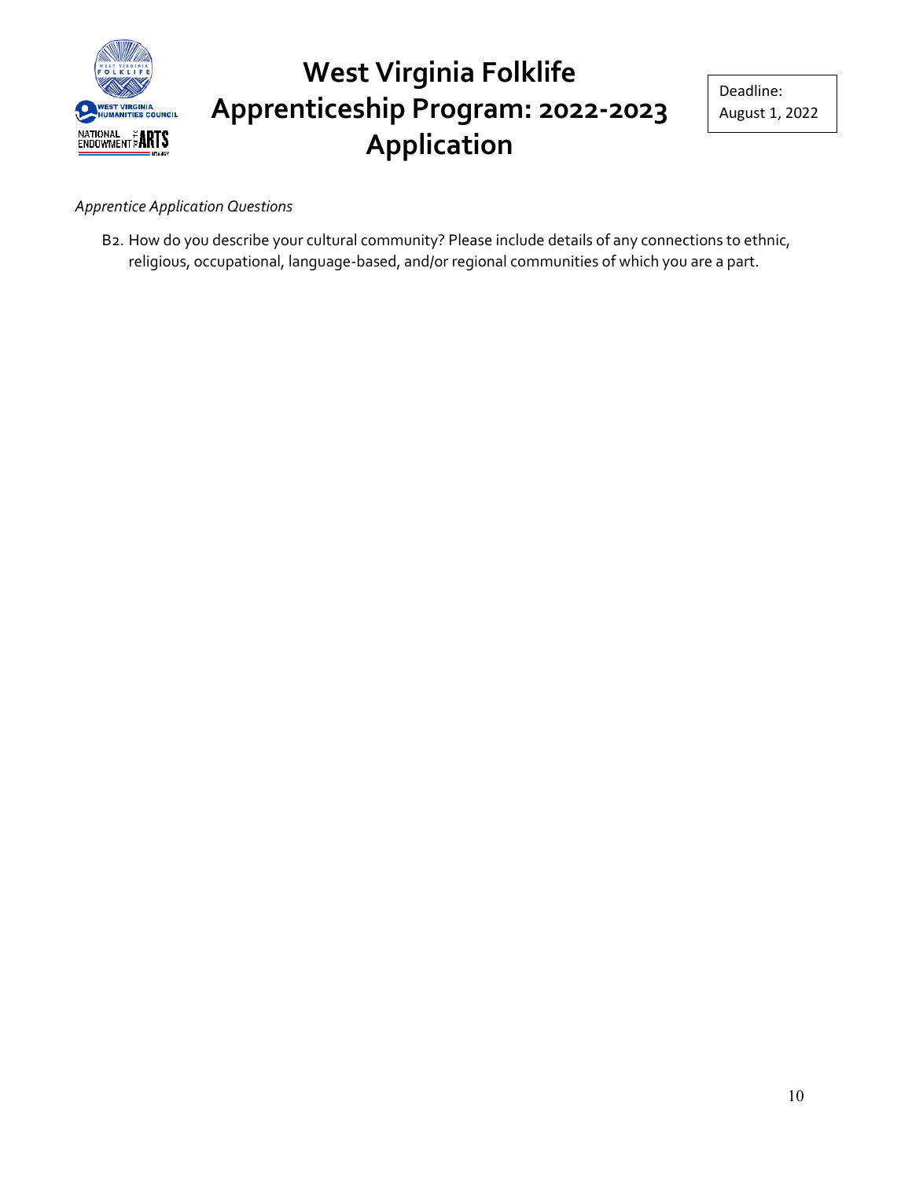*Apprentice Application Questions*

B2. How do you describe your cultural community? Please include details of any connections to ethnic, religious, occupational, language-based, and/or regional communities of which you are a part.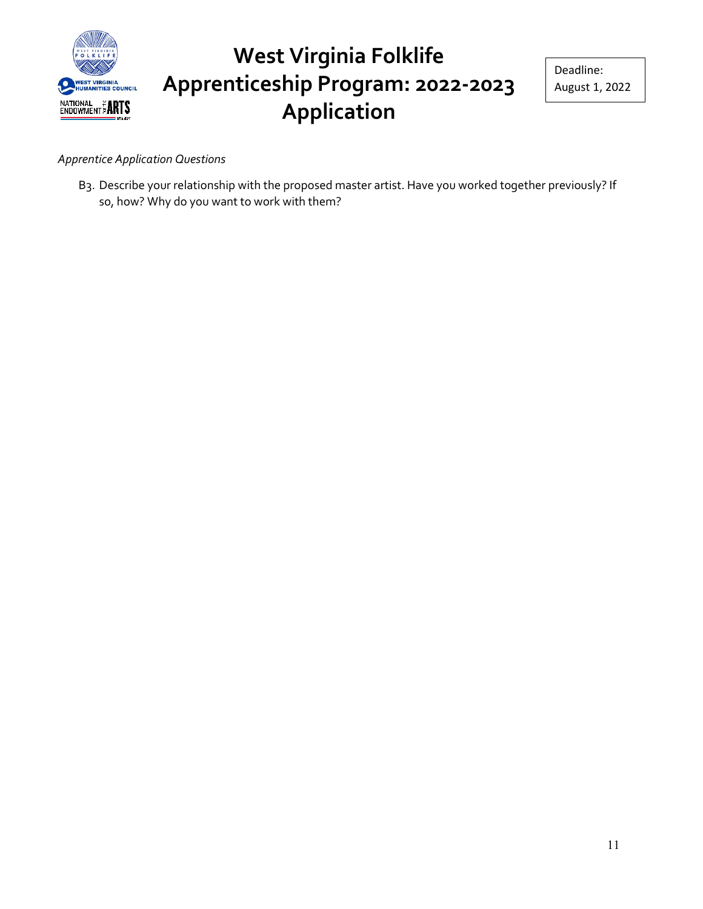*Apprentice Application Questions*

B3. Describe your relationship with the proposed master artist. Have you worked together previously? If so, how? Why do you want to work with them?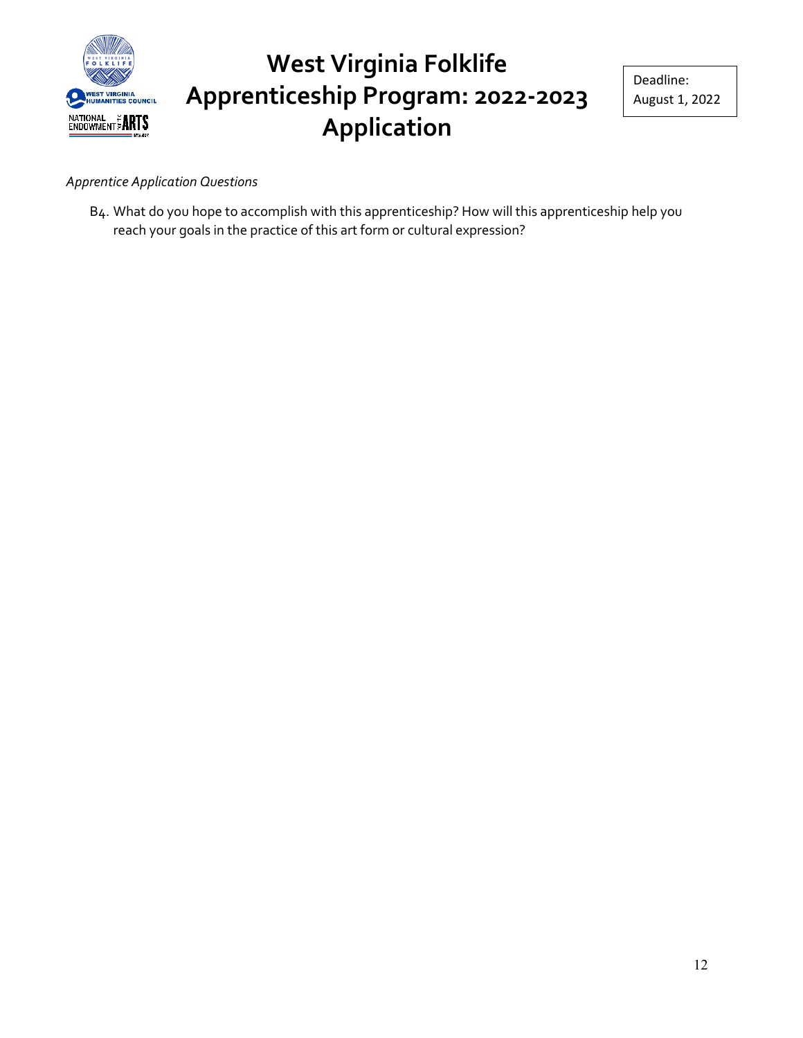# West Virginia Folklife Apprenticeship Program: 2022-2023 Application

Deadline: August 1, 2022

*Apprentice Application Questions*

B4. What do you hope to accomplish with this apprenticeship? How will this apprenticeship help you reach your goals in the practice of this art form or cultural expression?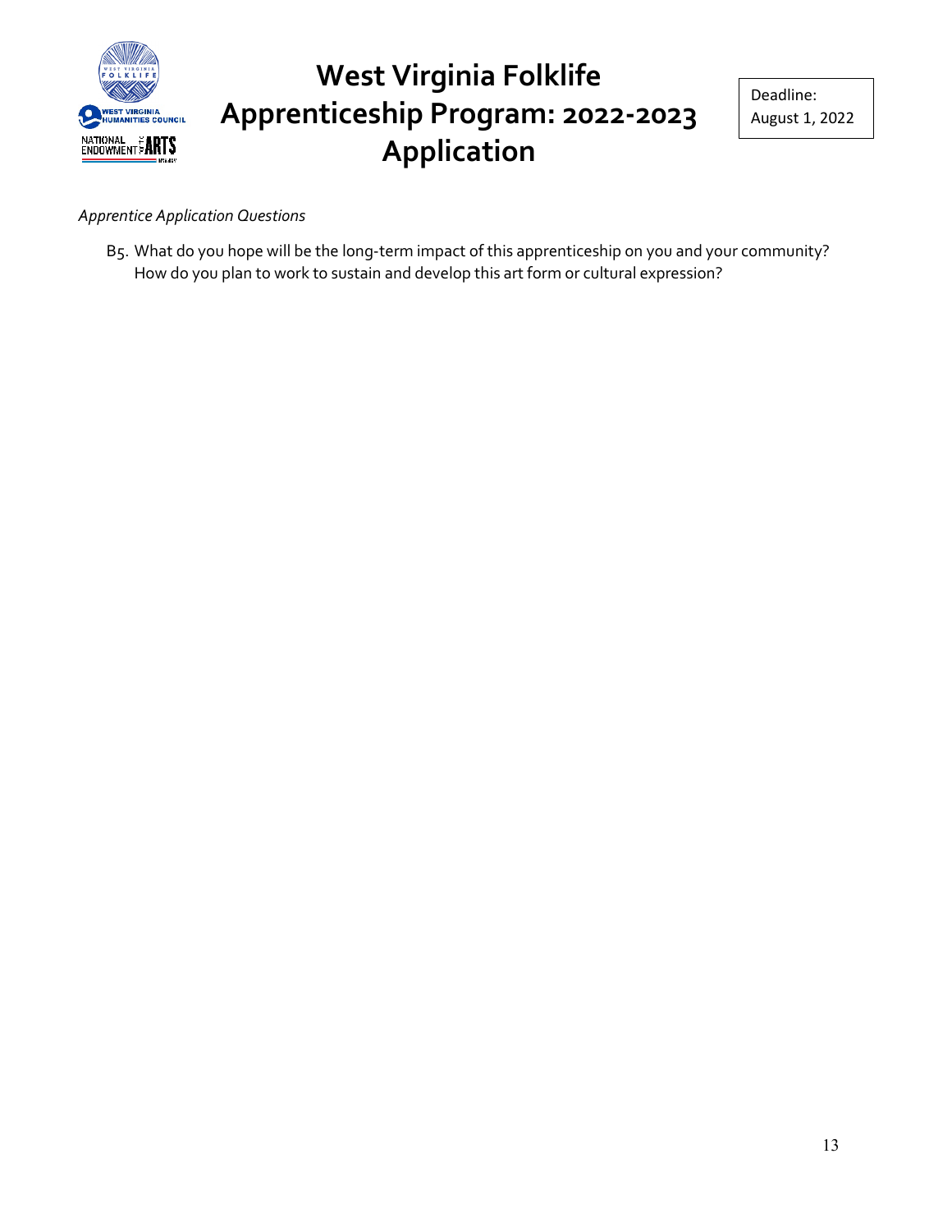# West Virginia Folklife Apprenticeship Program: 2022-2023 Application

Deadline: August 1, 2022

*Apprentice Application Questions*

B5. What do you hope will be the long-term impact of this apprenticeship on you and your community? How do you plan to work to sustain and develop this art form or cultural expression?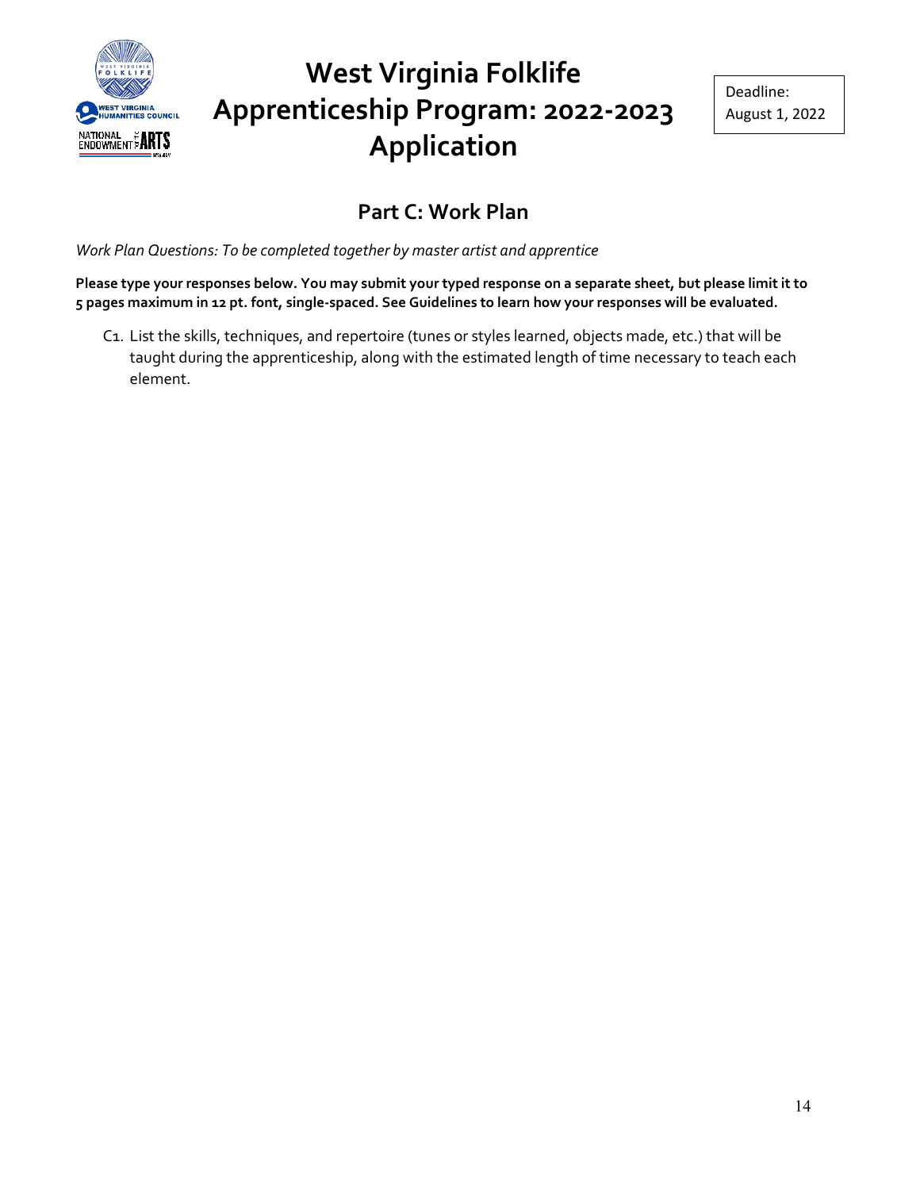# West Virginia Folklife Apprenticeship Program: 2022-2023 Application

Deadline: August 1, 2022

## Part C: Work Plan

*Work Plan Questions: To be completed together by master artist and apprentice*

**Please type your responses below. You may submit your typed response on a separate sheet, but please limit it to 5 pages maximum in 12 pt. font, single-spaced. See Guidelines to learn how your responses will be evaluated.**

C1. List the skills, techniques, and repertoire (tunes or styles learned, objects made, etc.) that will be taught during the apprenticeship, along with the estimated length of time necessary to teach each element.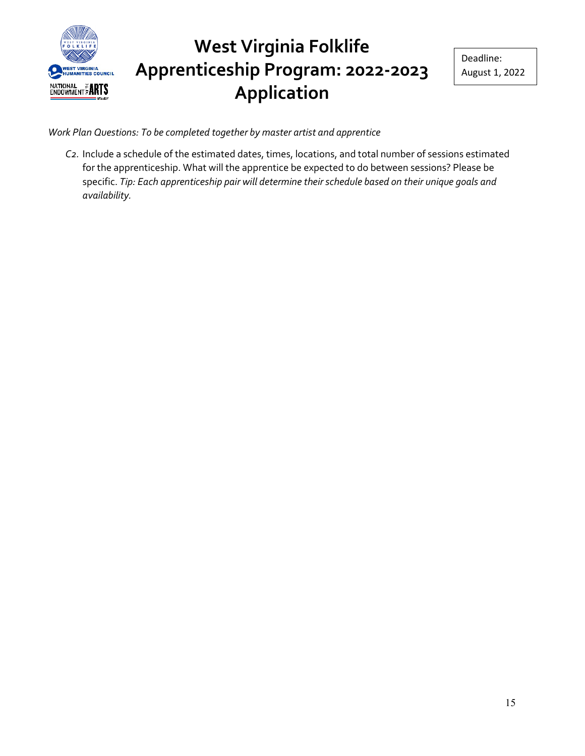*Work Plan Questions: To be completed together by master artist and apprentice*

C2. Include a schedule of the estimated dates, times, locations, and total number of sessions estimated for the apprenticeship. What will the apprentice be expected to do between sessions? Please be specific. *Tip: Each apprenticeship pair will determine their schedule based on their unique goals and availability.*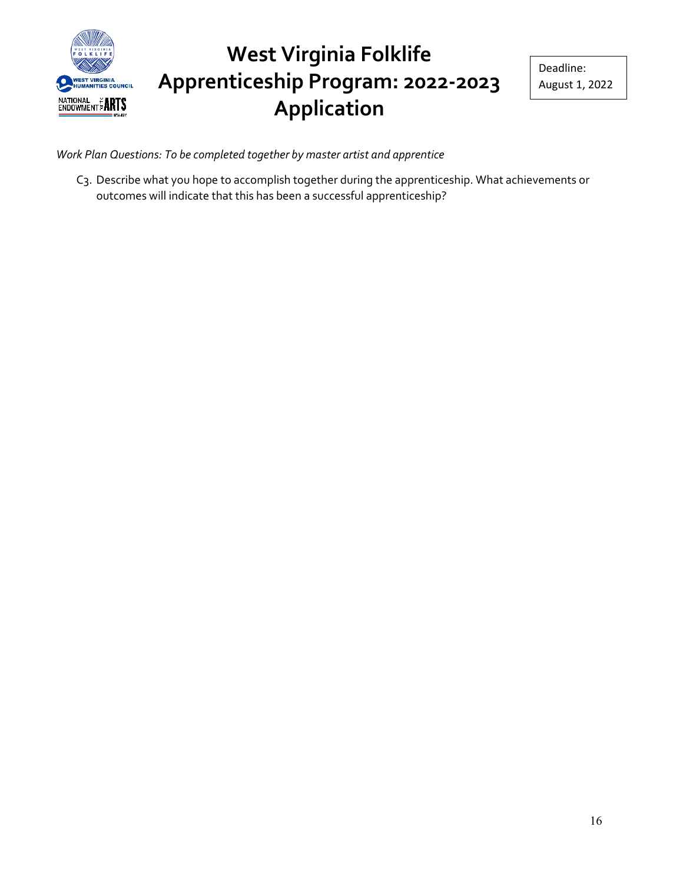# West Virginia Folklife Apprenticeship Program: 2022-2023 Application

Deadline: August 1, 2022

*Work Plan Questions: To be completed together by master artist and apprentice*

C3. Describe what you hope to accomplish together during the apprenticeship. What achievements or outcomes will indicate that this has been a successful apprenticeship?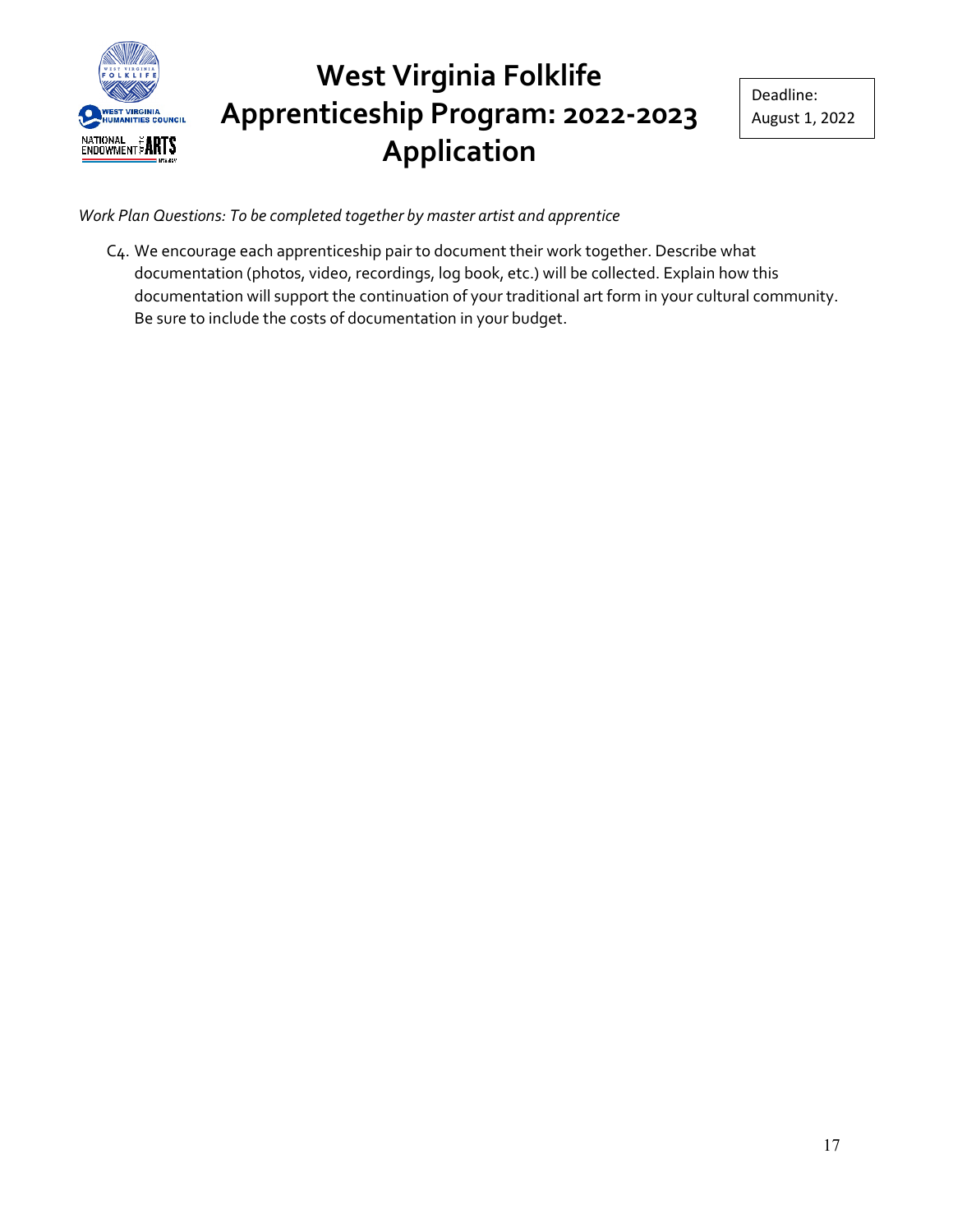*Work Plan Questions: To be completed together by master artist and apprentice*

C4. We encourage each apprenticeship pair to document their work together. Describe what documentation (photos, video, recordings, log book, etc.) will be collected. Explain how this documentation will support the continuation of your traditional art form in your cultural community. Be sure to include the costs of documentation in your budget.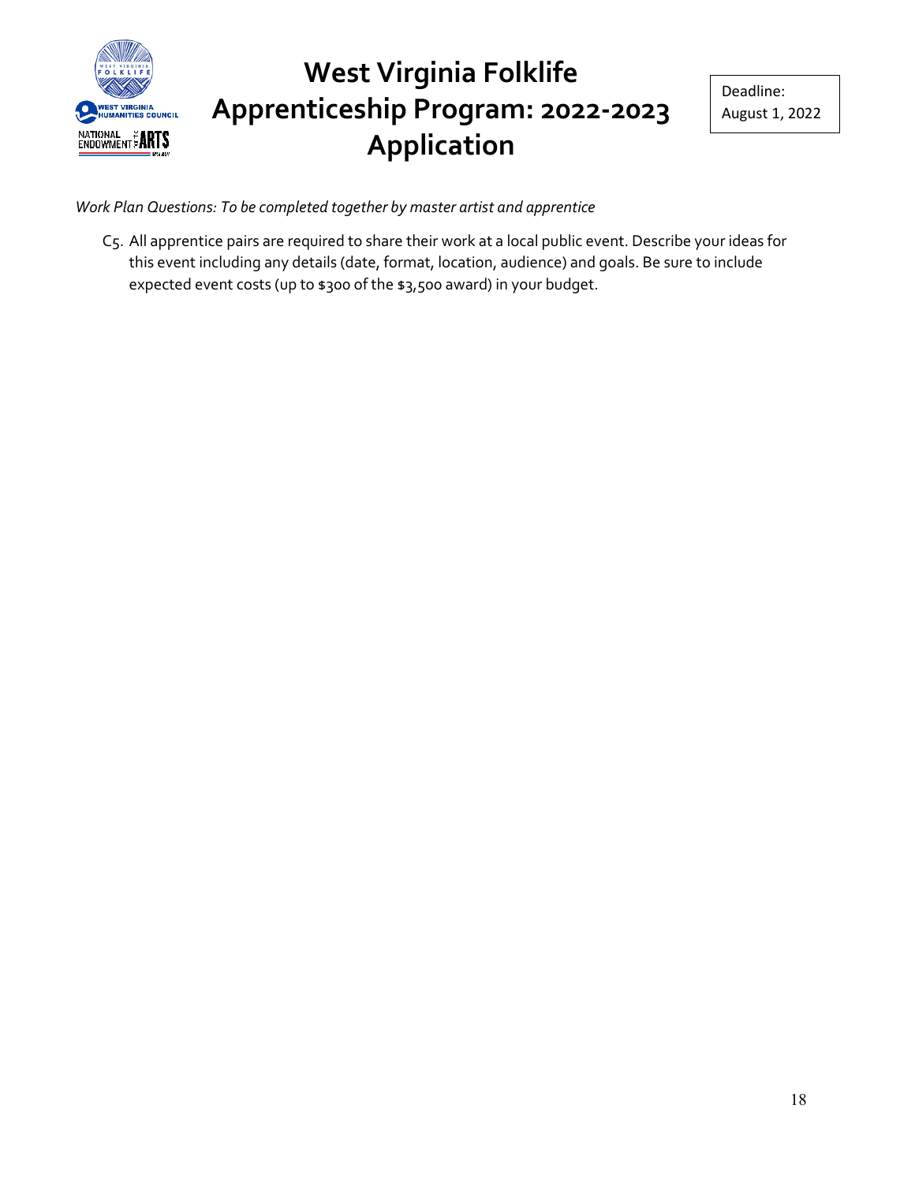# West Virginia Folklife Apprenticeship Program: 2022-2023 Application

Deadline: August 1, 2022

*Work Plan Questions: To be completed together by master artist and apprentice*

C5. All apprentice pairs are required to share their work at a local public event. Describe your ideas for this event including any details (date, format, location, audience) and goals. Be sure to include expected event costs (up to $300 of the $3,500 award) in your budget.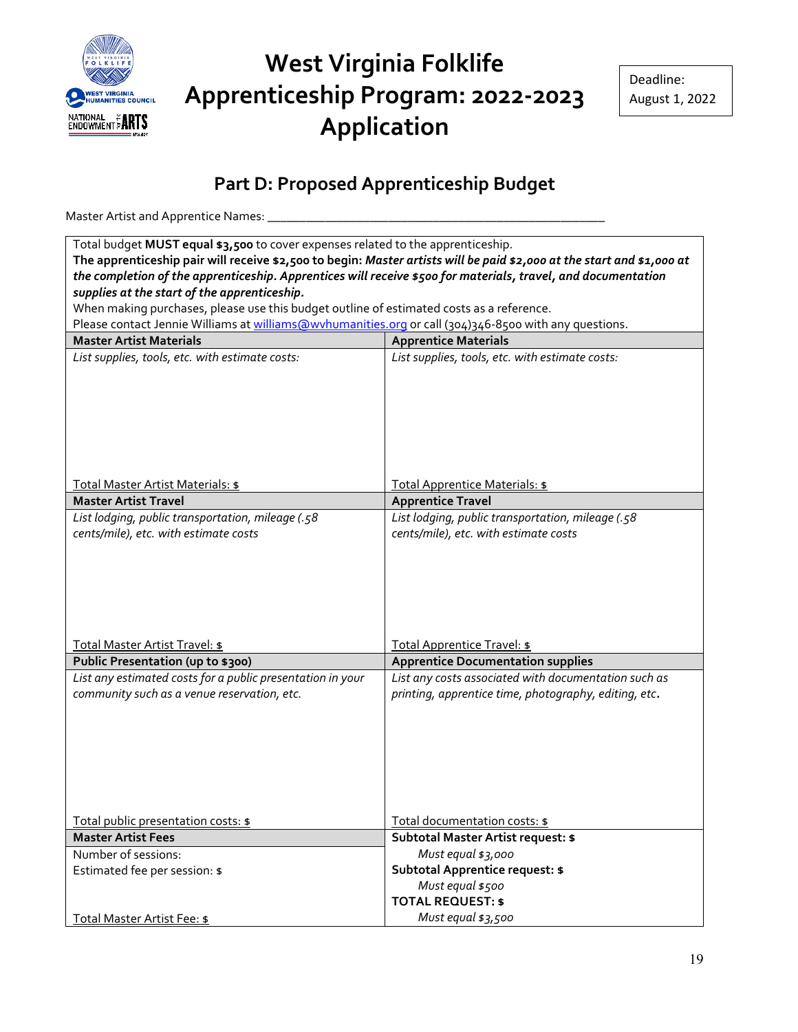# West Virginia Folklife Apprenticeship Program: 2022-2023 Application

Deadline: August 1, 2022

## Part D: Proposed Apprenticeship Budget

Master Artist and Apprentice Names: ___________________________________________________

Total budget **MUST equal $3,500** to cover expenses related to the apprenticeship.
**The apprenticeship pair will receive $2,500 to begin: *Master artists will be paid $2,000 at the start and $1,000 at the completion of the apprenticeship. Apprentices will receive $500 for materials, travel, and documentation supplies at the start of the apprenticeship.***
When making purchases, please use this budget outline of estimated costs as a reference.
Please contact Jennie Williams at williams@wvhumanities.org or call (304)346-8500 with any questions.

| **Master Artist Materials** | **Apprentice Materials** |
|---|---|
| *List supplies, tools, etc. with estimate costs:* | *List supplies, tools, etc. with estimate costs:* |
| Total Master Artist Materials: $ | Total Apprentice Materials: $ |
| **Master Artist Travel** | **Apprentice Travel** |
| *List lodging, public transportation, mileage (.58 cents/mile), etc. with estimate costs* | *List lodging, public transportation, mileage (.58 cents/mile), etc. with estimate costs* |
| Total Master Artist Travel: $ | Total Apprentice Travel: $ |
| **Public Presentation (up to $300)** | **Apprentice Documentation supplies** |
| *List any estimated costs for a public presentation in your community such as a venue reservation, etc.* | *List any costs associated with documentation such as printing, apprentice time, photography, editing, etc.* |
| Total public presentation costs: $ | Total documentation costs: $ |
| **Master Artist Fees** | **Subtotal Master Artist request: $** *Must equal $3,000* |
| Number of sessions: | **Subtotal Apprentice request: $** *Must equal $500* |
| Estimated fee per session: $ | **TOTAL REQUEST: $** *Must equal $3,500* |
| Total Master Artist Fee: $ | |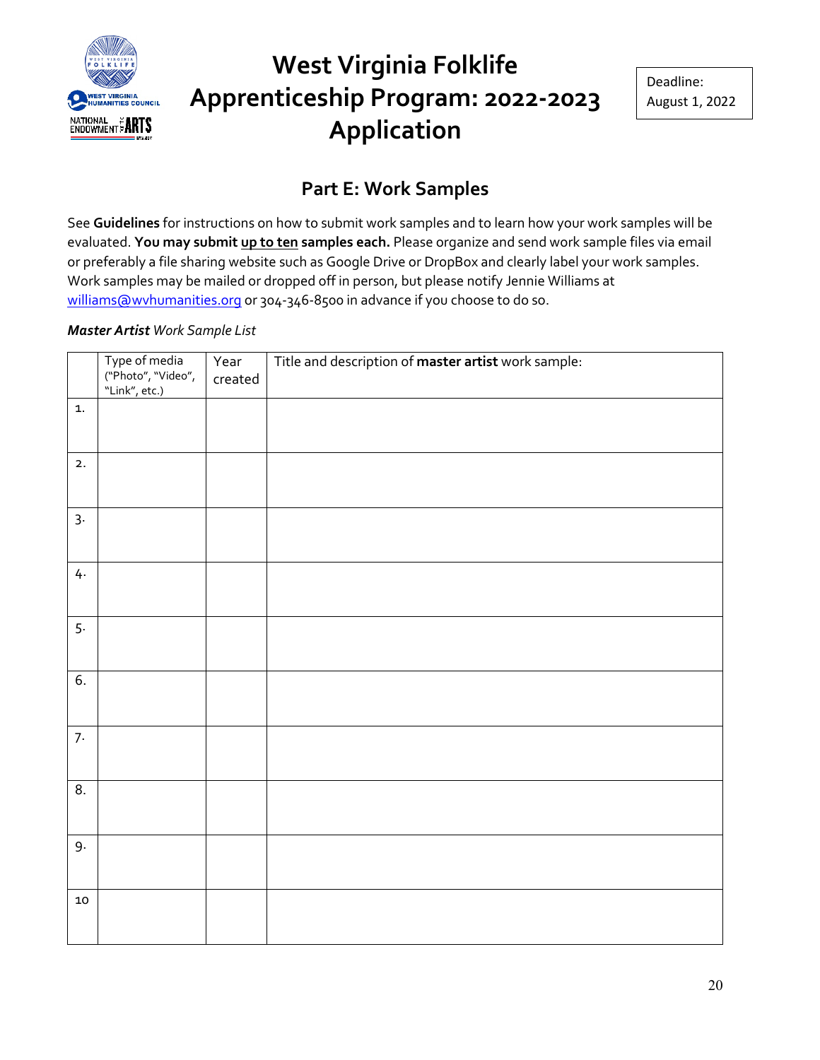# West Virginia Folklife Apprenticeship Program: 2022-2023 Application

Deadline: August 1, 2022

## Part E: Work Samples

See **Guidelines** for instructions on how to submit work samples and to learn how your work samples will be evaluated. **You may submit up to ten samples each.** Please organize and send work sample files via email or preferably a file sharing website such as Google Drive or DropBox and clearly label your work samples. Work samples may be mailed or dropped off in person, but please notify Jennie Williams at williams@wvhumanities.org or 304-346-8500 in advance if you choose to do so.

***Master Artist*** *Work Sample List*

| | Type of media ("Photo", "Video", "Link", etc.) | Year created | Title and description of **master artist** work sample: |
|---|---|---|---|
| 1. | | | |
| 2. | | | |
| 3. | | | |
| 4. | | | |
| 5. | | | |
| 6. | | | |
| 7. | | | |
| 8. | | | |
| 9. | | | |
| 10 | | | |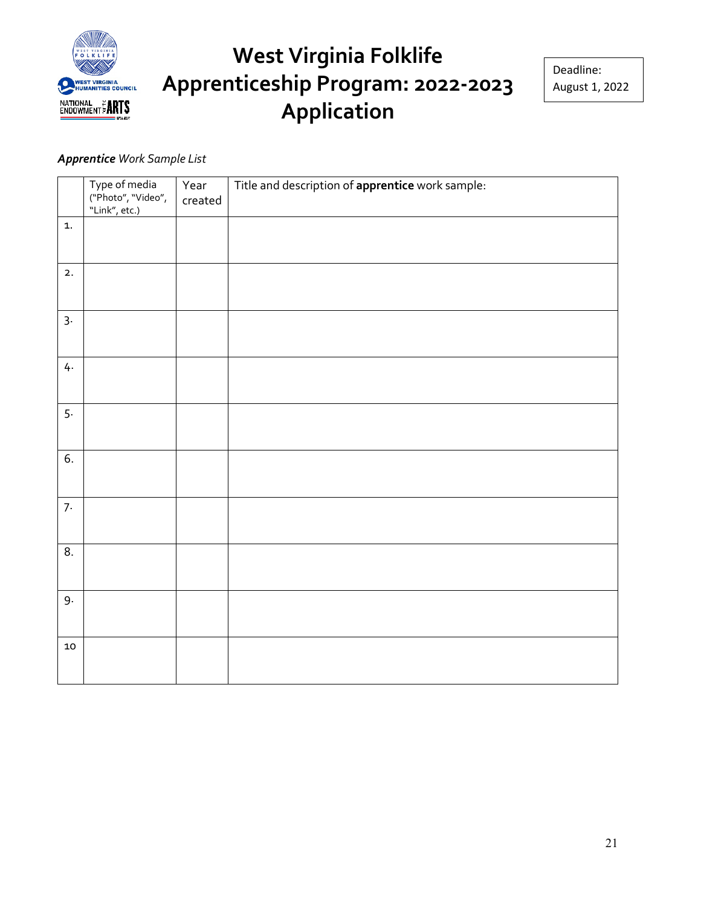# West Virginia Folklife Apprenticeship Program: 2022-2023 Application

Deadline: August 1, 2022

***Apprentice** Work Sample List*

| | Type of media ("Photo", "Video", "Link", etc.) | Year created | Title and description of **apprentice** work sample: |
|---|---|---|---|
| 1. | | | |
| 2. | | | |
| 3. | | | |
| 4. | | | |
| 5. | | | |
| 6. | | | |
| 7. | | | |
| 8. | | | |
| 9. | | | |
| 10 | | | |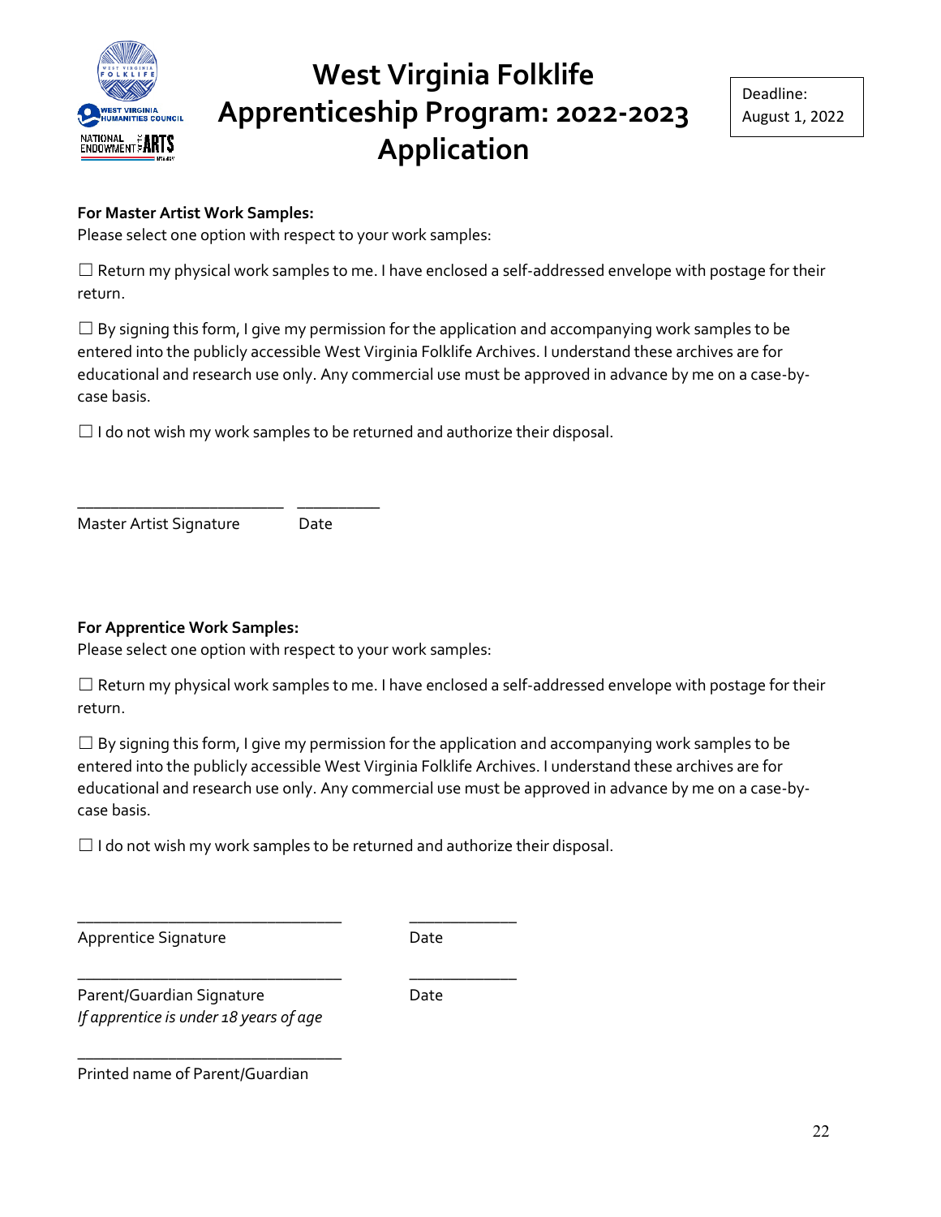# West Virginia Folklife Apprenticeship Program: 2022-2023 Application

Deadline: August 1, 2022

**For Master Artist Work Samples:**
Please select one option with respect to your work samples:

☐ Return my physical work samples to me. I have enclosed a self-addressed envelope with postage for their return.

☐ By signing this form, I give my permission for the application and accompanying work samples to be entered into the publicly accessible West Virginia Folklife Archives. I understand these archives are for educational and research use only. Any commercial use must be approved in advance by me on a case-by-case basis.

☐ I do not wish my work samples to be returned and authorize their disposal.

________________________ __________
Master Artist Signature Date

**For Apprentice Work Samples:**
Please select one option with respect to your work samples:

☐ Return my physical work samples to me. I have enclosed a self-addressed envelope with postage for their return.

☐ By signing this form, I give my permission for the application and accompanying work samples to be entered into the publicly accessible West Virginia Folklife Archives. I understand these archives are for educational and research use only. Any commercial use must be approved in advance by me on a case-by-case basis.

☐ I do not wish my work samples to be returned and authorize their disposal.

______________________________ ____________
Apprentice Signature Date

______________________________ ____________
Parent/Guardian Signature Date
*If apprentice is under 18 years of age*

______________________________
Printed name of Parent/Guardian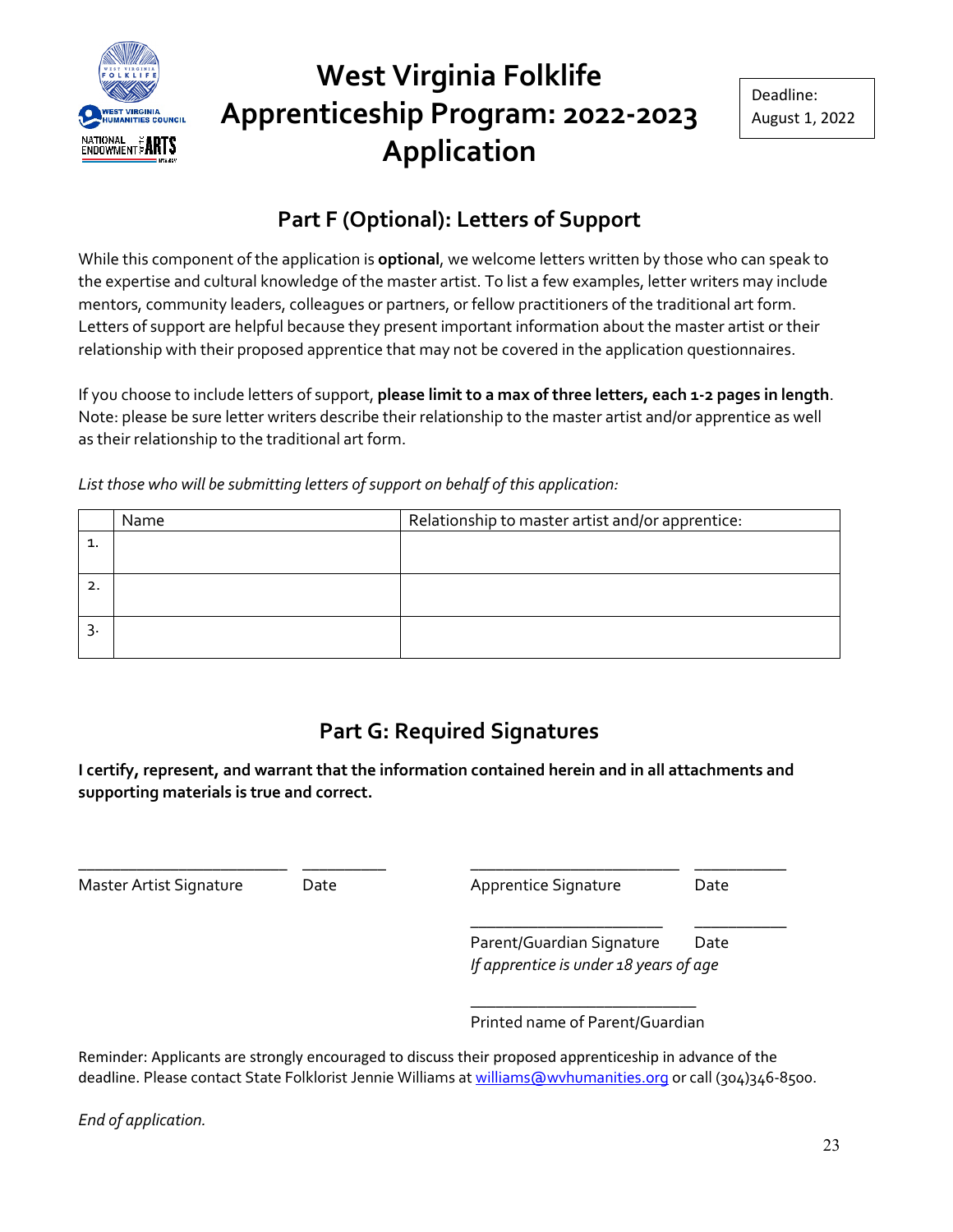# West Virginia Folklife Apprenticeship Program: 2022-2023 Application

Deadline: August 1, 2022

## Part F (Optional): Letters of Support

While this component of the application is **optional**, we welcome letters written by those who can speak to the expertise and cultural knowledge of the master artist. To list a few examples, letter writers may include mentors, community leaders, colleagues or partners, or fellow practitioners of the traditional art form. Letters of support are helpful because they present important information about the master artist or their relationship with their proposed apprentice that may not be covered in the application questionnaires.

If you choose to include letters of support, **please limit to a max of three letters, each 1-2 pages in length**. Note: please be sure letter writers describe their relationship to the master artist and/or apprentice as well as their relationship to the traditional art form.

*List those who will be submitting letters of support on behalf of this application:*

| | Name | Relationship to master artist and/or apprentice: |
|---|---|---|
| 1. | | |
| 2. | | |
| 3. | | |

## Part G: Required Signatures

**I certify, represent, and warrant that the information contained herein and in all attachments and supporting materials is true and correct.**

\_\_\_\_\_\_\_\_\_\_\_\_\_\_\_\_\_\_\_\_\_\_\_\_ \_\_\_\_\_\_\_\_\_\_
Master Artist Signature Date

\_\_\_\_\_\_\_\_\_\_\_\_\_\_\_\_\_\_\_\_\_\_\_\_ \_\_\_\_\_\_\_\_\_\_
Apprentice Signature Date

\_\_\_\_\_\_\_\_\_\_\_\_\_\_\_\_\_\_\_\_\_\_\_\_ \_\_\_\_\_\_\_\_\_\_
Parent/Guardian Signature Date
*If apprentice is under 18 years of age*

\_\_\_\_\_\_\_\_\_\_\_\_\_\_\_\_\_\_\_\_\_\_\_\_
Printed name of Parent/Guardian

Reminder: Applicants are strongly encouraged to discuss their proposed apprenticeship in advance of the deadline. Please contact State Folklorist Jennie Williams at williams@wvhumanities.org or call (304)346-8500.

*End of application.*